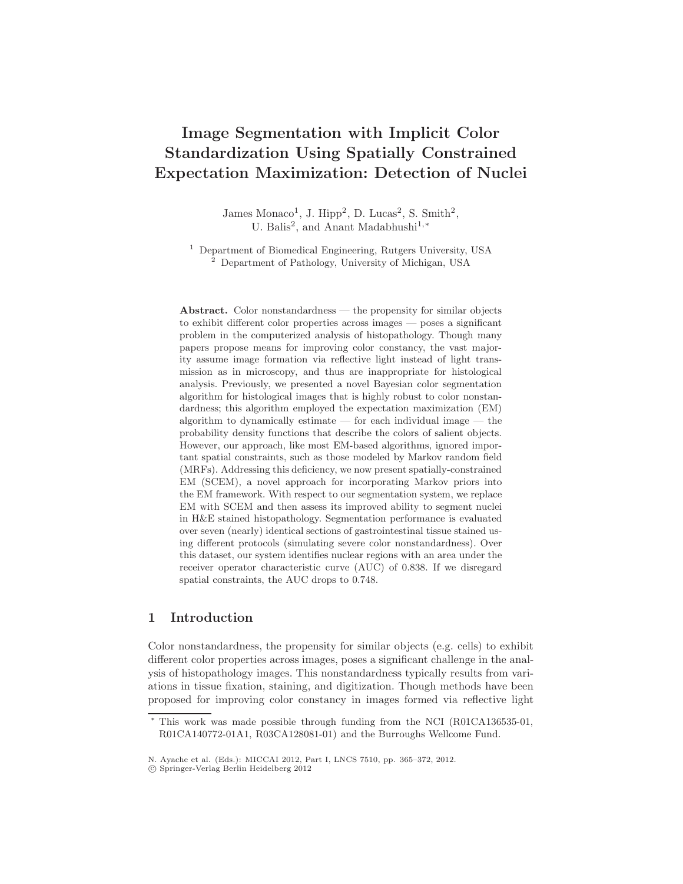# Image Segmentation with Implicit Color Standardization Using Spatially Constrained Expectation Maximization: Detection of Nuclei

James Monaco[1], J. Hipp[2], D. Lucas[2], S. Smith[2], U. Balis[2], and Anant Madabhushi[1,*]

[1] Department of Biomedical Engineering, Rutgers University, USA
[2] Department of Pathology, University of Michigan, USA

**Abstract.** Color nonstandardness — the propensity for similar objects to exhibit different color properties across images — poses a significant problem in the computerized analysis of histopathology. Though many papers propose means for improving color constancy, the vast majority assume image formation via reflective light instead of light transmission as in microscopy, and thus are inappropriate for histological analysis. Previously, we presented a novel Bayesian color segmentation algorithm for histological images that is highly robust to color nonstandardness; this algorithm employed the expectation maximization (EM) algorithm to dynamically estimate — for each individual image — the probability density functions that describe the colors of salient objects. However, our approach, like most EM-based algorithms, ignored important spatial constraints, such as those modeled by Markov random field (MRFs). Addressing this deficiency, we now present spatially-constrained EM (SCEM), a novel approach for incorporating Markov priors into the EM framework. With respect to our segmentation system, we replace EM with SCEM and then assess its improved ability to segment nuclei in H&E stained histopathology. Segmentation performance is evaluated over seven (nearly) identical sections of gastrointestinal tissue stained using different protocols (simulating severe color nonstandardness). Over this dataset, our system identifies nuclear regions with an area under the receiver operator characteristic curve (AUC) of 0.838. If we disregard spatial constraints, the AUC drops to 0.748.

## 1 Introduction

Color nonstandardness, the propensity for similar objects (e.g. cells) to exhibit different color properties across images, poses a significant challenge in the analysis of histopathology images. This nonstandardness typically results from variations in tissue fixation, staining, and digitization. Though methods have been proposed for improving color constancy in images formed via reflective light

* This work was made possible through funding from the NCI (R01CA136535-01, R01CA140772-01A1, R03CA128081-01) and the Burroughs Wellcome Fund.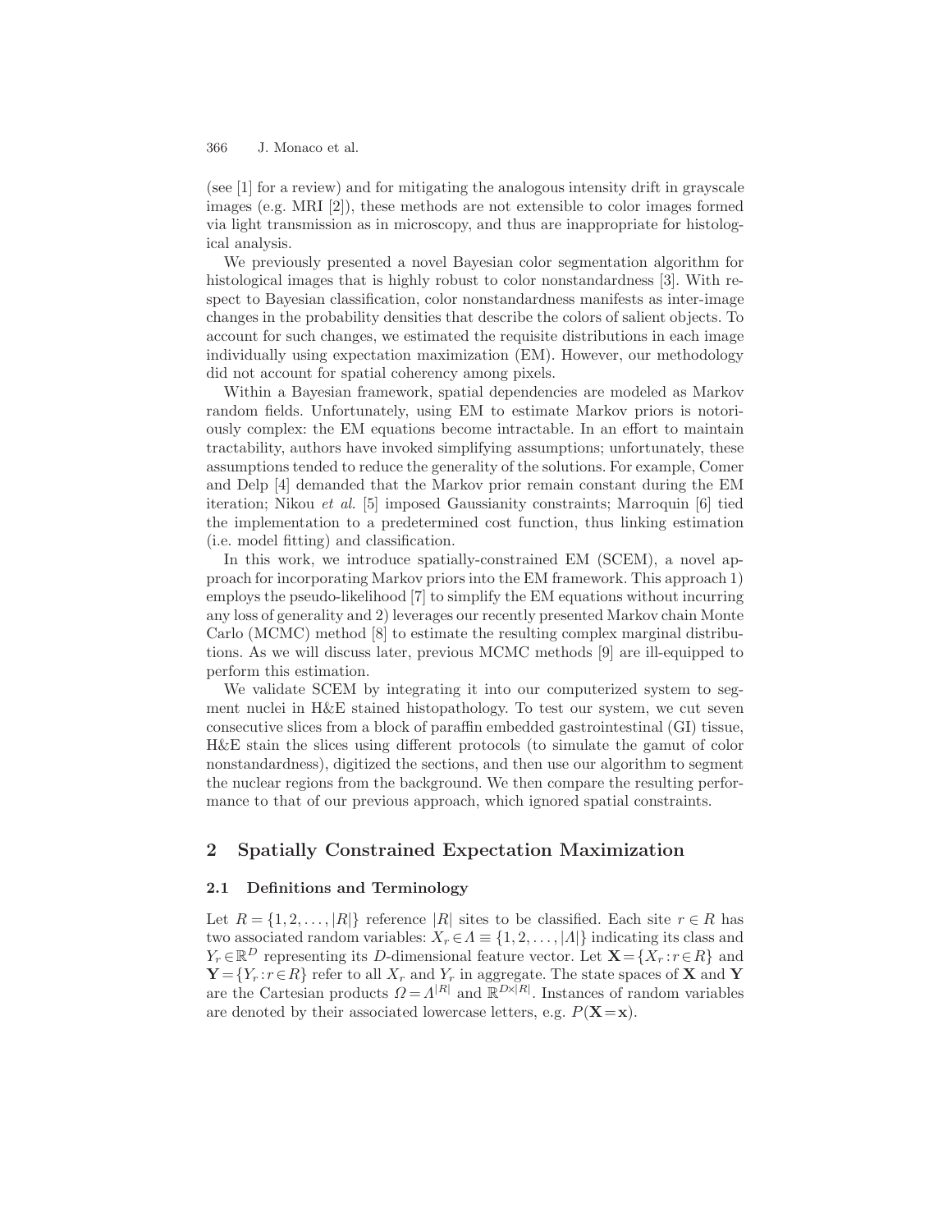(see [1] for a review) and for mitigating the analogous intensity drift in grayscale images (e.g. MRI [2]), these methods are not extensible to color images formed via light transmission as in microscopy, and thus are inappropriate for histological analysis.

We previously presented a novel Bayesian color segmentation algorithm for histological images that is highly robust to color nonstandardness [3]. With respect to Bayesian classification, color nonstandardness manifests as inter-image changes in the probability densities that describe the colors of salient objects. To account for such changes, we estimated the requisite distributions in each image individually using expectation maximization (EM). However, our methodology did not account for spatial coherency among pixels.

Within a Bayesian framework, spatial dependencies are modeled as Markov random fields. Unfortunately, using EM to estimate Markov priors is notoriously complex: the EM equations become intractable. In an effort to maintain tractability, authors have invoked simplifying assumptions; unfortunately, these assumptions tended to reduce the generality of the solutions. For example, Comer and Delp [4] demanded that the Markov prior remain constant during the EM iteration; Nikou *et al.* [5] imposed Gaussianity constraints; Marroquin [6] tied the implementation to a predetermined cost function, thus linking estimation (i.e. model fitting) and classification.

In this work, we introduce spatially-constrained EM (SCEM), a novel approach for incorporating Markov priors into the EM framework. This approach 1) employs the pseudo-likelihood [7] to simplify the EM equations without incurring any loss of generality and 2) leverages our recently presented Markov chain Monte Carlo (MCMC) method [8] to estimate the resulting complex marginal distributions. As we will discuss later, previous MCMC methods [9] are ill-equipped to perform this estimation.

We validate SCEM by integrating it into our computerized system to segment nuclei in H&E stained histopathology. To test our system, we cut seven consecutive slices from a block of paraffin embedded gastrointestinal (GI) tissue, H&E stain the slices using different protocols (to simulate the gamut of color nonstandardness), digitized the sections, and then use our algorithm to segment the nuclear regions from the background. We then compare the resulting performance to that of our previous approach, which ignored spatial constraints.

## 2 Spatially Constrained Expectation Maximization

### 2.1 Definitions and Terminology

Let $R = \{1, 2, \ldots, |R|\}$ reference $|R|$ sites to be classified. Each site $r \in R$ has two associated random variables: $X_r \in \Lambda \equiv \{1, 2, \ldots, |\Lambda|\}$ indicating its class and $Y_r \in \mathbb{R}^D$ representing its $D$-dimensional feature vector. Let $\mathbf{X} = \{X_r : r \in R\}$ and $\mathbf{Y} = \{Y_r : r \in R\}$ refer to all $X_r$ and $Y_r$ in aggregate. The state spaces of $\mathbf{X}$ and $\mathbf{Y}$ are the Cartesian products $\Omega = \Lambda^{|R|}$ and $\mathbb{R}^{D \times |R|}$. Instances of random variables are denoted by their associated lowercase letters, e.g. $P(\mathbf{X} = \mathbf{x})$.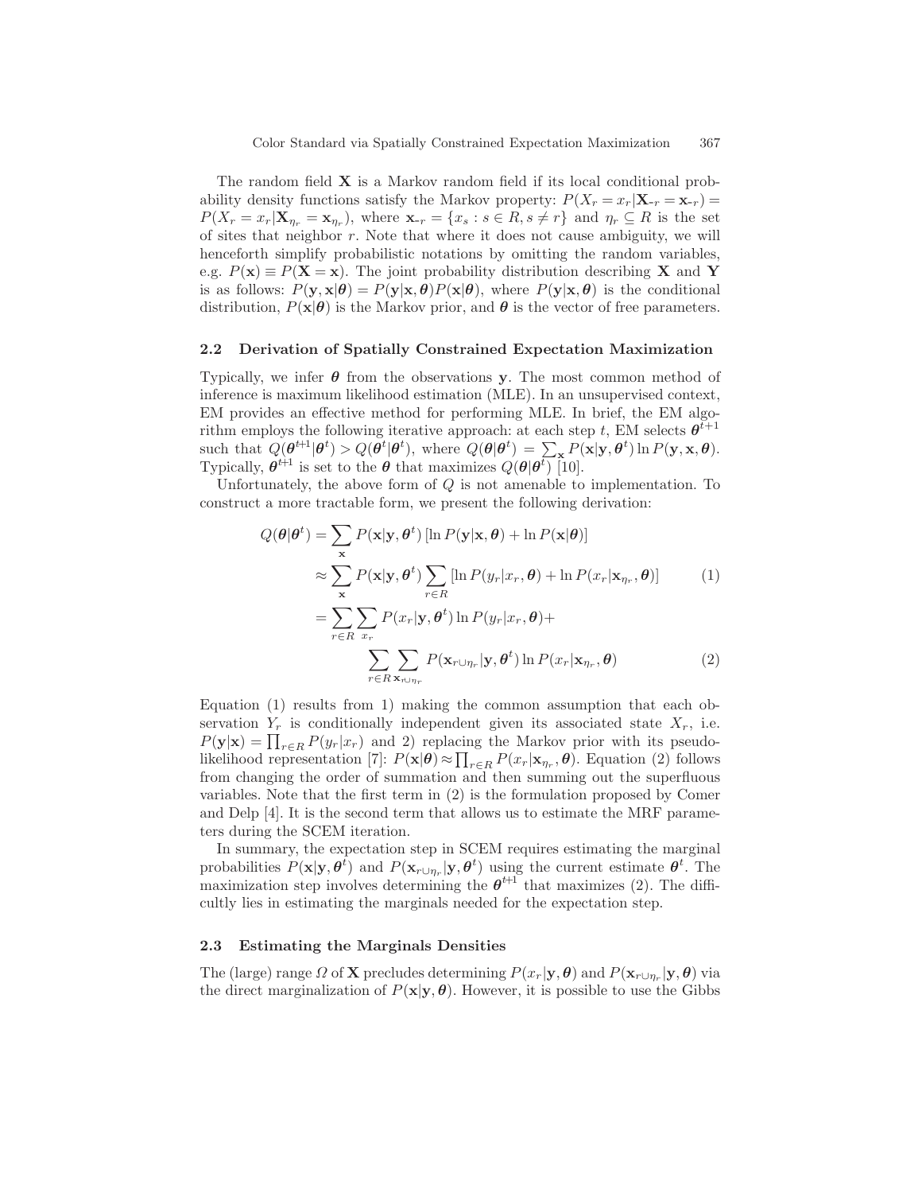The random field $\mathbf{X}$ is a Markov random field if its local conditional probability density functions satisfy the Markov property: $P(X_r = x_r | \mathbf{X}_{\text{-}r} = \mathbf{x}_{\text{-}r}) = P(X_r = x_r | \mathbf{X}_{\eta_r} = \mathbf{x}_{\eta_r})$, where $\mathbf{x}_{\text{-}r} = \{x_s : s \in R, s \neq r\}$ and $\eta_r \subseteq R$ is the set of sites that neighbor $r$. Note that where it does not cause ambiguity, we will henceforth simplify probabilistic notations by omitting the random variables, e.g. $P(\mathbf{x}) \equiv P(\mathbf{X} = \mathbf{x})$. The joint probability distribution describing $\mathbf{X}$ and $\mathbf{Y}$ is as follows: $P(\mathbf{y}, \mathbf{x}|\boldsymbol{\theta}) = P(\mathbf{y}|\mathbf{x}, \boldsymbol{\theta})P(\mathbf{x}|\boldsymbol{\theta})$, where $P(\mathbf{y}|\mathbf{x}, \boldsymbol{\theta})$ is the conditional distribution, $P(\mathbf{x}|\boldsymbol{\theta})$ is the Markov prior, and $\boldsymbol{\theta}$ is the vector of free parameters.

### 2.2 Derivation of Spatially Constrained Expectation Maximization

Typically, we infer $\boldsymbol{\theta}$ from the observations $\mathbf{y}$. The most common method of inference is maximum likelihood estimation (MLE). In an unsupervised context, EM provides an effective method for performing MLE. In brief, the EM algorithm employs the following iterative approach: at each step $t$, EM selects $\boldsymbol{\theta}^{t+1}$ such that $Q(\boldsymbol{\theta}^{t+1}|\boldsymbol{\theta}^t) > Q(\boldsymbol{\theta}^t|\boldsymbol{\theta}^t)$, where $Q(\boldsymbol{\theta}|\boldsymbol{\theta}^t) = \sum_{\mathbf{x}} P(\mathbf{x}|\mathbf{y}, \boldsymbol{\theta}^t) \ln P(\mathbf{y}, \mathbf{x}, \boldsymbol{\theta})$. Typically, $\boldsymbol{\theta}^{t+1}$ is set to the $\boldsymbol{\theta}$ that maximizes $Q(\boldsymbol{\theta}|\boldsymbol{\theta}^t)$ [10].

Unfortunately, the above form of $Q$ is not amenable to implementation. To construct a more tractable form, we present the following derivation:

$$
\begin{aligned}
Q(\boldsymbol{\theta}|\boldsymbol{\theta}^t) &= \sum_{\mathbf{x}} P(\mathbf{x}|\mathbf{y}, \boldsymbol{\theta}^t) \left[\ln P(\mathbf{y}|\mathbf{x}, \boldsymbol{\theta}) + \ln P(\mathbf{x}|\boldsymbol{\theta})\right] \\
&\approx \sum_{\mathbf{x}} P(\mathbf{x}|\mathbf{y}, \boldsymbol{\theta}^t) \sum_{r \in R} \left[\ln P(y_r|x_r, \boldsymbol{\theta}) + \ln P(x_r|\mathbf{x}_{\eta_r}, \boldsymbol{\theta})\right] \qquad (1) \\
&= \sum_{r \in R} \sum_{x_r} P(x_r|\mathbf{y}, \boldsymbol{\theta}^t) \ln P(y_r|x_r, \boldsymbol{\theta}) + \\
&\qquad \sum_{r \in R} \sum_{\mathbf{x}_{r \cup \eta_r}} P(\mathbf{x}_{r \cup \eta_r}|\mathbf{y}, \boldsymbol{\theta}^t) \ln P(x_r|\mathbf{x}_{\eta_r}, \boldsymbol{\theta}) \qquad (2)
\end{aligned}
$$

Equation (1) results from 1) making the common assumption that each observation $Y_r$ is conditionally independent given its associated state $X_r$, i.e. $P(\mathbf{y}|\mathbf{x}) = \prod_{r \in R} P(y_r|x_r)$ and 2) replacing the Markov prior with its pseudo-likelihood representation [7]: $P(\mathbf{x}|\boldsymbol{\theta}) \approx \prod_{r \in R} P(x_r|\mathbf{x}_{\eta_r}, \boldsymbol{\theta})$. Equation (2) follows from changing the order of summation and then summing out the superfluous variables. Note that the first term in (2) is the formulation proposed by Comer and Delp [4]. It is the second term that allows us to estimate the MRF parameters during the SCEM iteration.

In summary, the expectation step in SCEM requires estimating the marginal probabilities $P(\mathbf{x}|\mathbf{y}, \boldsymbol{\theta}^t)$ and $P(\mathbf{x}_{r \cup \eta_r}|\mathbf{y}, \boldsymbol{\theta}^t)$ using the current estimate $\boldsymbol{\theta}^t$. The maximization step involves determining the $\boldsymbol{\theta}^{t+1}$ that maximizes (2). The difficultly lies in estimating the marginals needed for the expectation step.

### 2.3 Estimating the Marginals Densities

The (large) range $\Omega$ of $\mathbf{X}$ precludes determining $P(x_r|\mathbf{y}, \boldsymbol{\theta})$ and $P(\mathbf{x}_{r \cup \eta_r}|\mathbf{y}, \boldsymbol{\theta})$ via the direct marginalization of $P(\mathbf{x}|\mathbf{y}, \boldsymbol{\theta})$. However, it is possible to use the Gibbs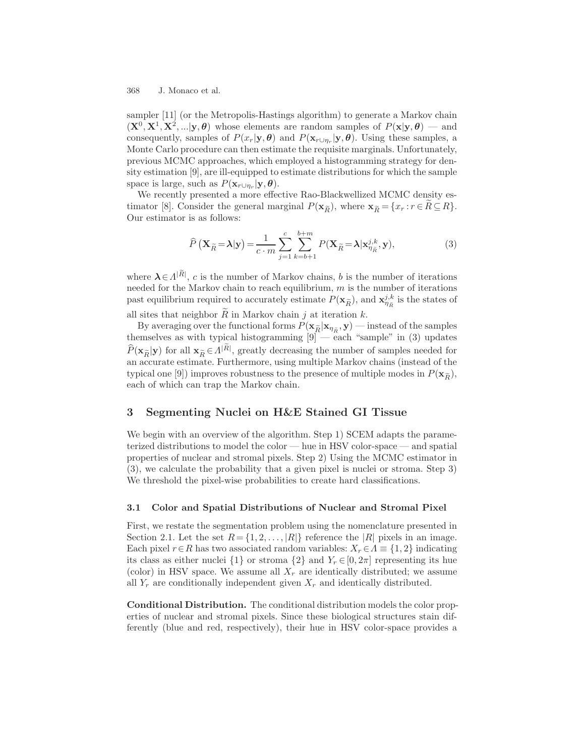sampler [11] (or the Metropolis-Hastings algorithm) to generate a Markov chain $(\mathbf{X}^0, \mathbf{X}^1, \mathbf{X}^2, ...|\mathbf{y}, \boldsymbol{\theta})$ whose elements are random samples of $P(\mathbf{x}|\mathbf{y}, \boldsymbol{\theta})$ — and consequently, samples of $P(x_r|\mathbf{y}, \boldsymbol{\theta})$ and $P(\mathbf{x}_{r \cup \eta_r}|\mathbf{y}, \boldsymbol{\theta})$. Using these samples, a Monte Carlo procedure can then estimate the requisite marginals. Unfortunately, previous MCMC approaches, which employed a histogramming strategy for density estimation [9], are ill-equipped to estimate distributions for which the sample space is large, such as $P(\mathbf{x}_{r \cup \eta_r}|\mathbf{y}, \boldsymbol{\theta})$.

We recently presented a more effective Rao-Blackwellized MCMC density estimator [8]. Consider the general marginal $P(\mathbf{x}_{\widetilde{R}})$, where $\mathbf{x}_{\widetilde{R}} = \{x_r : r \in \widetilde{R} \subseteq R\}$. Our estimator is as follows:

$$\widehat{P}\left(\mathbf{X}_{\widetilde{R}} = \boldsymbol{\lambda}|\mathbf{y}\right) = \frac{1}{c \cdot m} \sum_{j=1}^{c} \sum_{k=b+1}^{b+m} P(\mathbf{X}_{\widetilde{R}} = \boldsymbol{\lambda}|\mathbf{x}^{j,k}_{\eta_{\widetilde{R}}}, \mathbf{y}), \tag{3}$$

where $\boldsymbol{\lambda} \in \Lambda^{|\widetilde{R}|}$, $c$ is the number of Markov chains, $b$ is the number of iterations needed for the Markov chain to reach equilibrium, $m$ is the number of iterations past equilibrium required to accurately estimate $P(\mathbf{x}_{\widetilde{R}})$, and $\mathbf{x}^{j,k}_{\eta_{\widetilde{R}}}$ is the states of all sites that neighbor $\widetilde{R}$ in Markov chain $j$ at iteration $k$.

By averaging over the functional forms $P(\mathbf{x}_{\widetilde{R}}|\mathbf{x}_{\eta_{\widetilde{R}}}, \mathbf{y})$ — instead of the samples themselves as with typical histogramming [9] — each "sample" in (3) updates $\widehat{P}(\mathbf{x}_{\widetilde{R}}|\mathbf{y})$ for all $\mathbf{x}_{\widetilde{R}} \in \Lambda^{|\widetilde{R}|}$, greatly decreasing the number of samples needed for an accurate estimate. Furthermore, using multiple Markov chains (instead of the typical one [9]) improves robustness to the presence of multiple modes in $P(\mathbf{x}_{\widetilde{R}})$, each of which can trap the Markov chain.

## 3 Segmenting Nuclei on H&E Stained GI Tissue

We begin with an overview of the algorithm. Step 1) SCEM adapts the parameterized distributions to model the color — hue in HSV color-space — and spatial properties of nuclear and stromal pixels. Step 2) Using the MCMC estimator in (3), we calculate the probability that a given pixel is nuclei or stroma. Step 3) We threshold the pixel-wise probabilities to create hard classifications.

### 3.1 Color and Spatial Distributions of Nuclear and Stromal Pixel

First, we restate the segmentation problem using the nomenclature presented in Section 2.1. Let the set $R = \{1, 2, \ldots, |R|\}$ reference the $|R|$ pixels in an image. Each pixel $r \in R$ has two associated random variables: $X_r \in \Lambda \equiv \{1, 2\}$ indicating its class as either nuclei $\{1\}$ or stroma $\{2\}$ and $Y_r \in [0, 2\pi]$ representing its hue (color) in HSV space. We assume all $X_r$ are identically distributed; we assume all $Y_r$ are conditionally independent given $X_r$ and identically distributed.

**Conditional Distribution.** The conditional distribution models the color properties of nuclear and stromal pixels. Since these biological structures stain differently (blue and red, respectively), their hue in HSV color-space provides a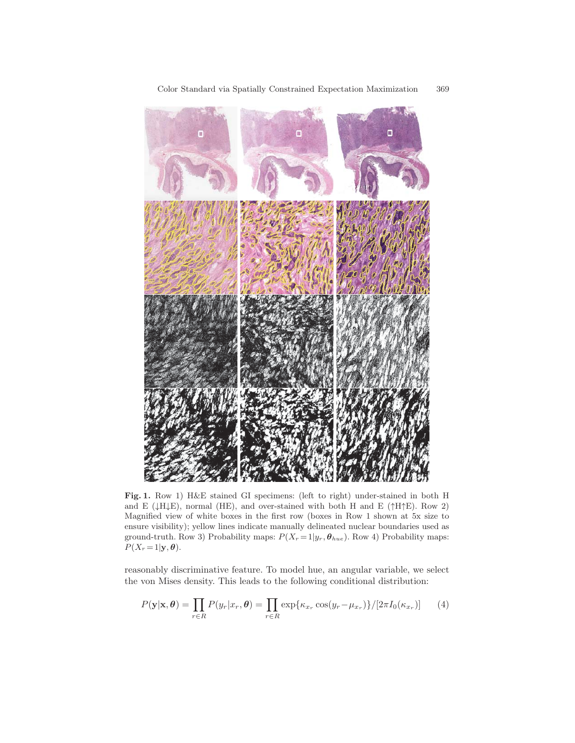**Fig. 1.** Row 1) H&E stained GI specimens: (left to right) under-stained in both H and E (↓H↓E), normal (HE), and over-stained with both H and E (↑H↑E). Row 2) Magnified view of white boxes in the first row (boxes in Row 1 shown at 5x size to ensure visibility); yellow lines indicate manually delineated nuclear boundaries used as ground-truth. Row 3) Probability maps: $P(X_r=1|y_r, \boldsymbol{\theta}_{hue})$. Row 4) Probability maps: $P(X_r=1|\mathbf{y}, \boldsymbol{\theta})$.

reasonably discriminative feature. To model hue, an angular variable, we select the von Mises density. This leads to the following conditional distribution:

$$P(\mathbf{y}|\mathbf{x}, \boldsymbol{\theta}) = \prod_{r \in R} P(y_r|x_r, \boldsymbol{\theta}) = \prod_{r \in R} \exp\{\kappa_{x_r} \cos(y_r - \mu_{x_r})\}/[2\pi I_0(\kappa_{x_r})] \qquad (4)$$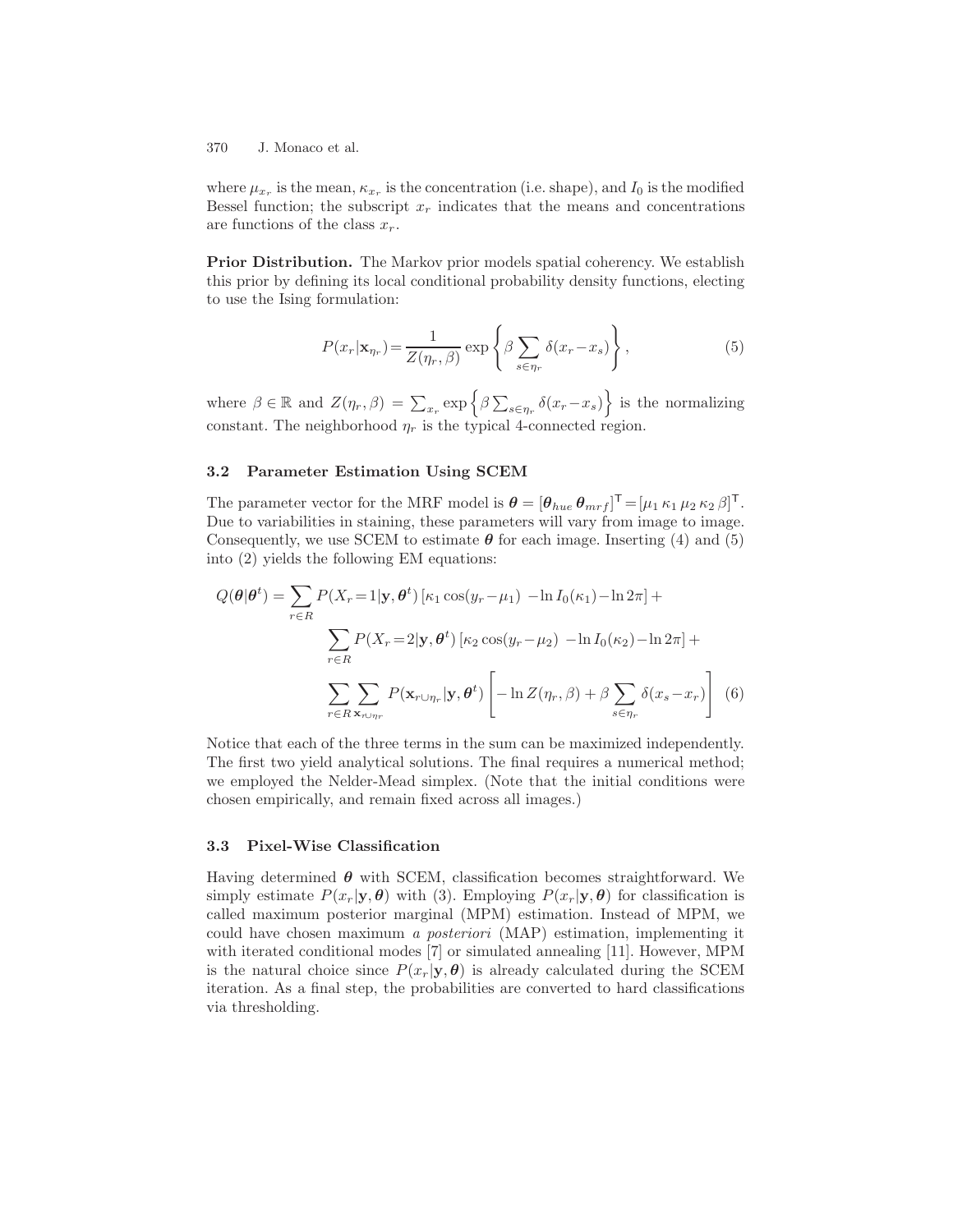where $\mu_{x_r}$ is the mean, $\kappa_{x_r}$ is the concentration (i.e. shape), and $I_0$ is the modified Bessel function; the subscript $x_r$ indicates that the means and concentrations are functions of the class $x_r$.

**Prior Distribution.** The Markov prior models spatial coherency. We establish this prior by defining its local conditional probability density functions, electing to use the Ising formulation:

$$P(x_r|\mathbf{x}_{\eta_r}) = \frac{1}{Z(\eta_r, \beta)} \exp\left\{\beta \sum_{s \in \eta_r} \delta(x_r - x_s)\right\}, \tag{5}$$

where $\beta \in \mathbb{R}$ and $Z(\eta_r, \beta) = \sum_{x_r} \exp\left\{\beta \sum_{s \in \eta_r} \delta(x_r - x_s)\right\}$ is the normalizing constant. The neighborhood $\eta_r$ is the typical 4-connected region.

### 3.2 Parameter Estimation Using SCEM

The parameter vector for the MRF model is $\boldsymbol{\theta} = [\boldsymbol{\theta}_{hue}\, \boldsymbol{\theta}_{mrf}]^{\mathsf{T}} = [\mu_1\, \kappa_1\, \mu_2\, \kappa_2\, \beta]^{\mathsf{T}}$. Due to variabilities in staining, these parameters will vary from image to image. Consequently, we use SCEM to estimate $\boldsymbol{\theta}$ for each image. Inserting (4) and (5) into (2) yields the following EM equations:

$$\begin{aligned} Q(\boldsymbol{\theta}|\boldsymbol{\theta}^t) = & \sum_{r \in R} P(X_r = 1|\mathbf{y}, \boldsymbol{\theta}^t)\, [\kappa_1 \cos(y_r - \mu_1) \; - \ln I_0(\kappa_1) - \ln 2\pi] + \\ & \sum_{r \in R} P(X_r = 2|\mathbf{y}, \boldsymbol{\theta}^t)\, [\kappa_2 \cos(y_r - \mu_2) \; - \ln I_0(\kappa_2) - \ln 2\pi] + \\ & \sum_{r \in R} \sum_{\mathbf{x}_{r \cup \eta_r}} P(\mathbf{x}_{r \cup \eta_r}|\mathbf{y}, \boldsymbol{\theta}^t) \left[- \ln Z(\eta_r, \beta) + \beta \sum_{s \in \eta_r} \delta(x_s - x_r)\right] \end{aligned} \tag{6}$$

Notice that each of the three terms in the sum can be maximized independently. The first two yield analytical solutions. The final requires a numerical method; we employed the Nelder-Mead simplex. (Note that the initial conditions were chosen empirically, and remain fixed across all images.)

### 3.3 Pixel-Wise Classification

Having determined $\boldsymbol{\theta}$ with SCEM, classification becomes straightforward. We simply estimate $P(x_r|\mathbf{y}, \boldsymbol{\theta})$ with (3). Employing $P(x_r|\mathbf{y}, \boldsymbol{\theta})$ for classification is called maximum posterior marginal (MPM) estimation. Instead of MPM, we could have chosen maximum *a posteriori* (MAP) estimation, implementing it with iterated conditional modes [7] or simulated annealing [11]. However, MPM is the natural choice since $P(x_r|\mathbf{y}, \boldsymbol{\theta})$ is already calculated during the SCEM iteration. As a final step, the probabilities are converted to hard classifications via thresholding.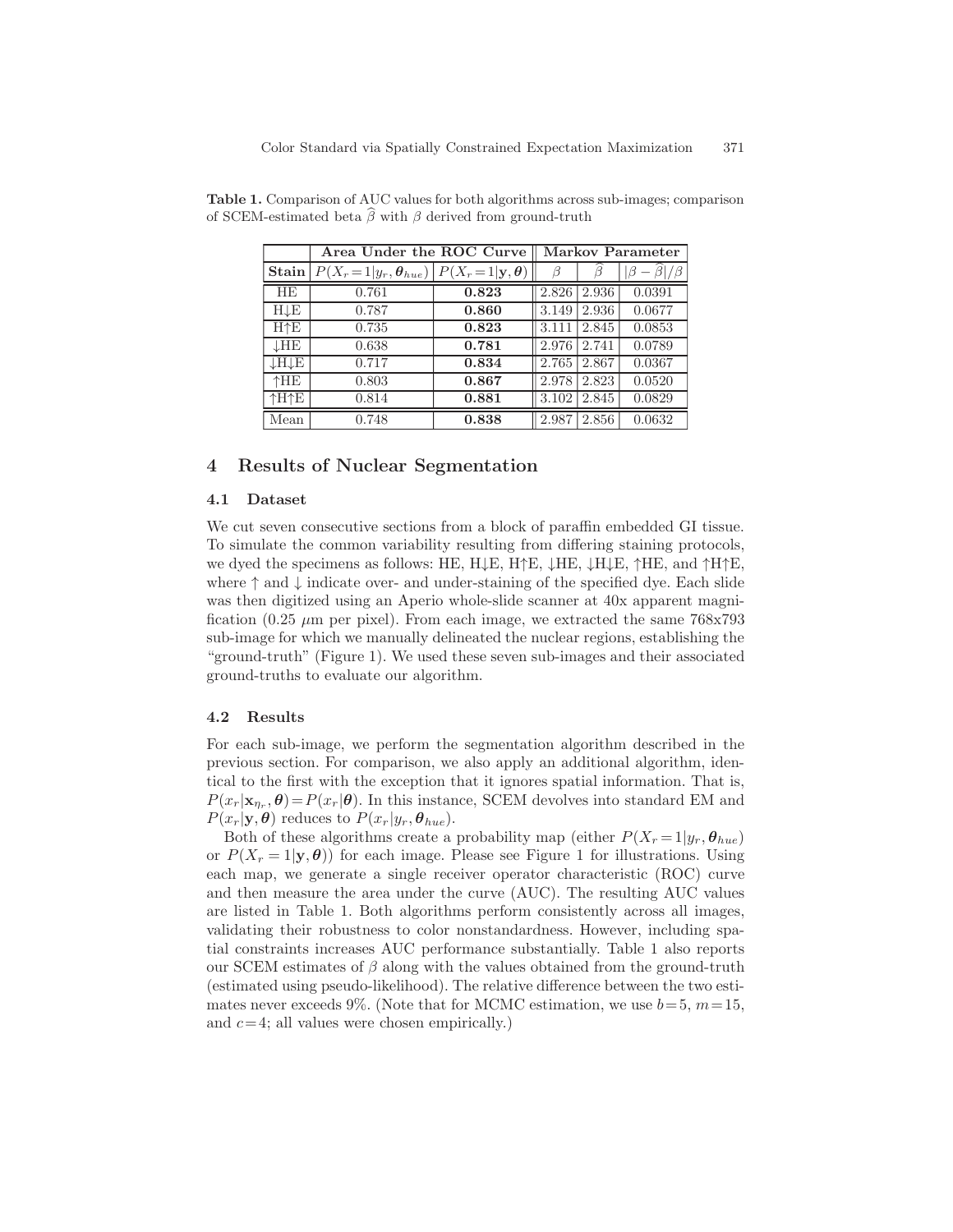**Table 1.** Comparison of AUC values for both algorithms across sub-images; comparison of SCEM-estimated beta $\widehat{\beta}$ with $\beta$ derived from ground-truth

| | **Area Under the ROC Curve** | | **Markov Parameter** | | |
|---|---|---|---|---|---|
| **Stain** | $P(X_r\!=\!1\|y_r, \boldsymbol{\theta}_{hue})$ | $P(X_r\!=\!1\|\mathbf{y}, \boldsymbol{\theta})$ | $\beta$ | $\widehat{\beta}$ | $\|\beta - \widehat{\beta}\|/\beta$ |
| HE | 0.761 | **0.823** | 2.826 | 2.936 | 0.0391 |
| H↓E | 0.787 | **0.860** | 3.149 | 2.936 | 0.0677 |
| H↑E | 0.735 | **0.823** | 3.111 | 2.845 | 0.0853 |
| ↓HE | 0.638 | **0.781** | 2.976 | 2.741 | 0.0789 |
| ↓H↓E | 0.717 | **0.834** | 2.765 | 2.867 | 0.0367 |
| ↑HE | 0.803 | **0.867** | 2.978 | 2.823 | 0.0520 |
| ↑H↑E | 0.814 | **0.881** | 3.102 | 2.845 | 0.0829 |
| Mean | 0.748 | **0.838** | 2.987 | 2.856 | 0.0632 |

## 4 Results of Nuclear Segmentation

### 4.1 Dataset

We cut seven consecutive sections from a block of paraffin embedded GI tissue. To simulate the common variability resulting from differing staining protocols, we dyed the specimens as follows: HE, H↓E, H↑E, ↓HE, ↓H↓E, ↑HE, and ↑H↑E, where ↑ and ↓ indicate over- and under-staining of the specified dye. Each slide was then digitized using an Aperio whole-slide scanner at 40x apparent magnification (0.25 $\mu$m per pixel). From each image, we extracted the same 768x793 sub-image for which we manually delineated the nuclear regions, establishing the "ground-truth" (Figure 1). We used these seven sub-images and their associated ground-truths to evaluate our algorithm.

### 4.2 Results

For each sub-image, we perform the segmentation algorithm described in the previous section. For comparison, we also apply an additional algorithm, identical to the first with the exception that it ignores spatial information. That is, $P(x_r|\mathbf{x}_{\eta_r}, \boldsymbol{\theta})\!=\!P(x_r|\boldsymbol{\theta})$. In this instance, SCEM devolves into standard EM and $P(x_r|\mathbf{y}, \boldsymbol{\theta})$ reduces to $P(x_r|y_r, \boldsymbol{\theta}_{hue})$.

Both of these algorithms create a probability map (either $P(X_r\!=\!1|y_r, \boldsymbol{\theta}_{hue})$ or $P(X_r = 1|\mathbf{y}, \boldsymbol{\theta})$) for each image. Please see Figure 1 for illustrations. Using each map, we generate a single receiver operator characteristic (ROC) curve and then measure the area under the curve (AUC). The resulting AUC values are listed in Table 1. Both algorithms perform consistently across all images, validating their robustness to color nonstandardness. However, including spatial constraints increases AUC performance substantially. Table 1 also reports our SCEM estimates of $\beta$ along with the values obtained from the ground-truth (estimated using pseudo-likelihood). The relative difference between the two estimates never exceeds 9%. (Note that for MCMC estimation, we use $b\!=\!5$, $m\!=\!15$, and $c\!=\!4$; all values were chosen empirically.)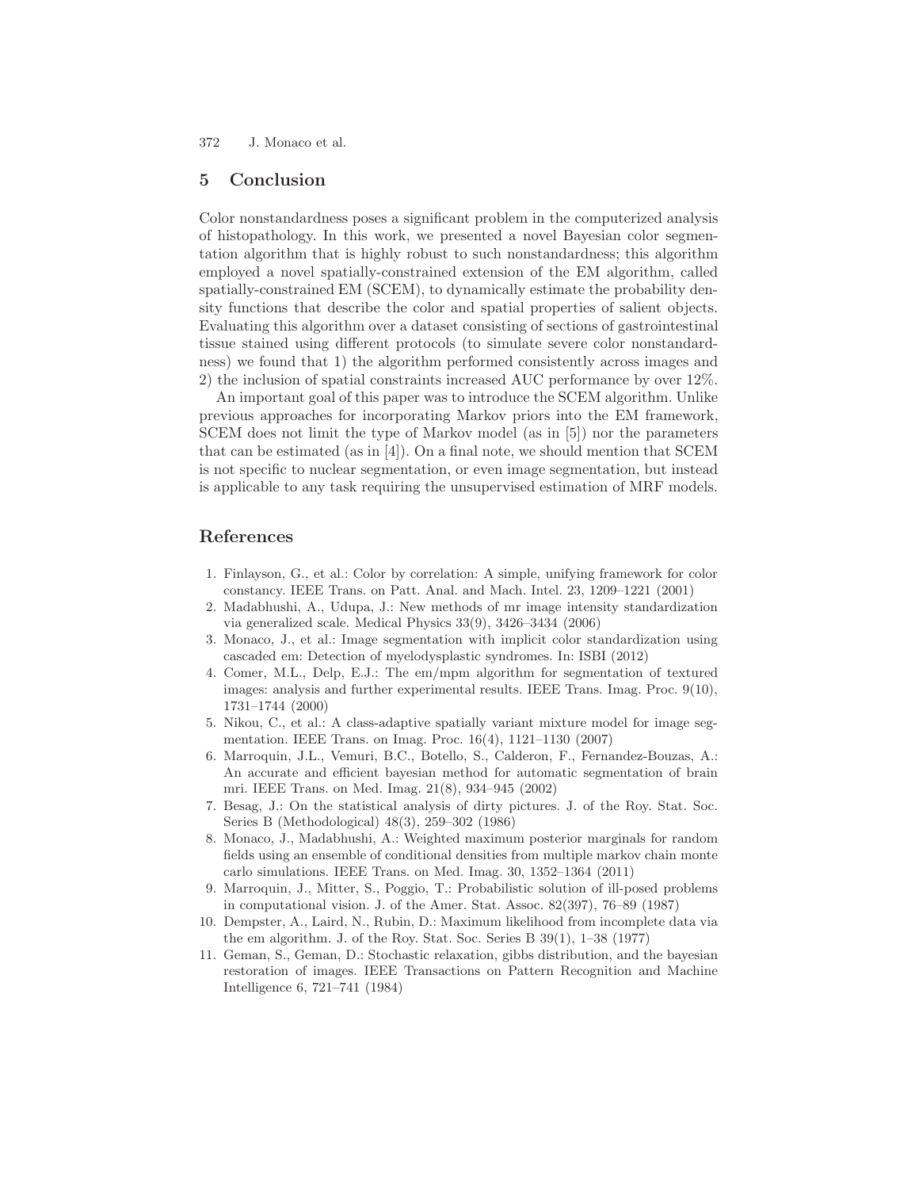## 5 Conclusion

Color nonstandardness poses a significant problem in the computerized analysis of histopathology. In this work, we presented a novel Bayesian color segmentation algorithm that is highly robust to such nonstandardness; this algorithm employed a novel spatially-constrained extension of the EM algorithm, called spatially-constrained EM (SCEM), to dynamically estimate the probability density functions that describe the color and spatial properties of salient objects. Evaluating this algorithm over a dataset consisting of sections of gastrointestinal tissue stained using different protocols (to simulate severe color nonstandardness) we found that 1) the algorithm performed consistently across images and 2) the inclusion of spatial constraints increased AUC performance by over 12%.

An important goal of this paper was to introduce the SCEM algorithm. Unlike previous approaches for incorporating Markov priors into the EM framework, SCEM does not limit the type of Markov model (as in [5]) nor the parameters that can be estimated (as in [4]). On a final note, we should mention that SCEM is not specific to nuclear segmentation, or even image segmentation, but instead is applicable to any task requiring the unsupervised estimation of MRF models.

## References

1. Finlayson, G., et al.: Color by correlation: A simple, unifying framework for color constancy. IEEE Trans. on Patt. Anal. and Mach. Intel. 23, 1209–1221 (2001)
2. Madabhushi, A., Udupa, J.: New methods of mr image intensity standardization via generalized scale. Medical Physics 33(9), 3426–3434 (2006)
3. Monaco, J., et al.: Image segmentation with implicit color standardization using cascaded em: Detection of myelodysplastic syndromes. In: ISBI (2012)
4. Comer, M.L., Delp, E.J.: The em/mpm algorithm for segmentation of textured images: analysis and further experimental results. IEEE Trans. Imag. Proc. 9(10), 1731–1744 (2000)
5. Nikou, C., et al.: A class-adaptive spatially variant mixture model for image segmentation. IEEE Trans. on Imag. Proc. 16(4), 1121–1130 (2007)
6. Marroquin, J.L., Vemuri, B.C., Botello, S., Calderon, F., Fernandez-Bouzas, A.: An accurate and efficient bayesian method for automatic segmentation of brain mri. IEEE Trans. on Med. Imag. 21(8), 934–945 (2002)
7. Besag, J.: On the statistical analysis of dirty pictures. J. of the Roy. Stat. Soc. Series B (Methodological) 48(3), 259–302 (1986)
8. Monaco, J., Madabhushi, A.: Weighted maximum posterior marginals for random fields using an ensemble of conditional densities from multiple markov chain monte carlo simulations. IEEE Trans. on Med. Imag. 30, 1352–1364 (2011)
9. Marroquin, J., Mitter, S., Poggio, T.: Probabilistic solution of ill-posed problems in computational vision. J. of the Amer. Stat. Assoc. 82(397), 76–89 (1987)
10. Dempster, A., Laird, N., Rubin, D.: Maximum likelihood from incomplete data via the em algorithm. J. of the Roy. Stat. Soc. Series B 39(1), 1–38 (1977)
11. Geman, S., Geman, D.: Stochastic relaxation, gibbs distribution, and the bayesian restoration of images. IEEE Transactions on Pattern Recognition and Machine Intelligence 6, 721–741 (1984)